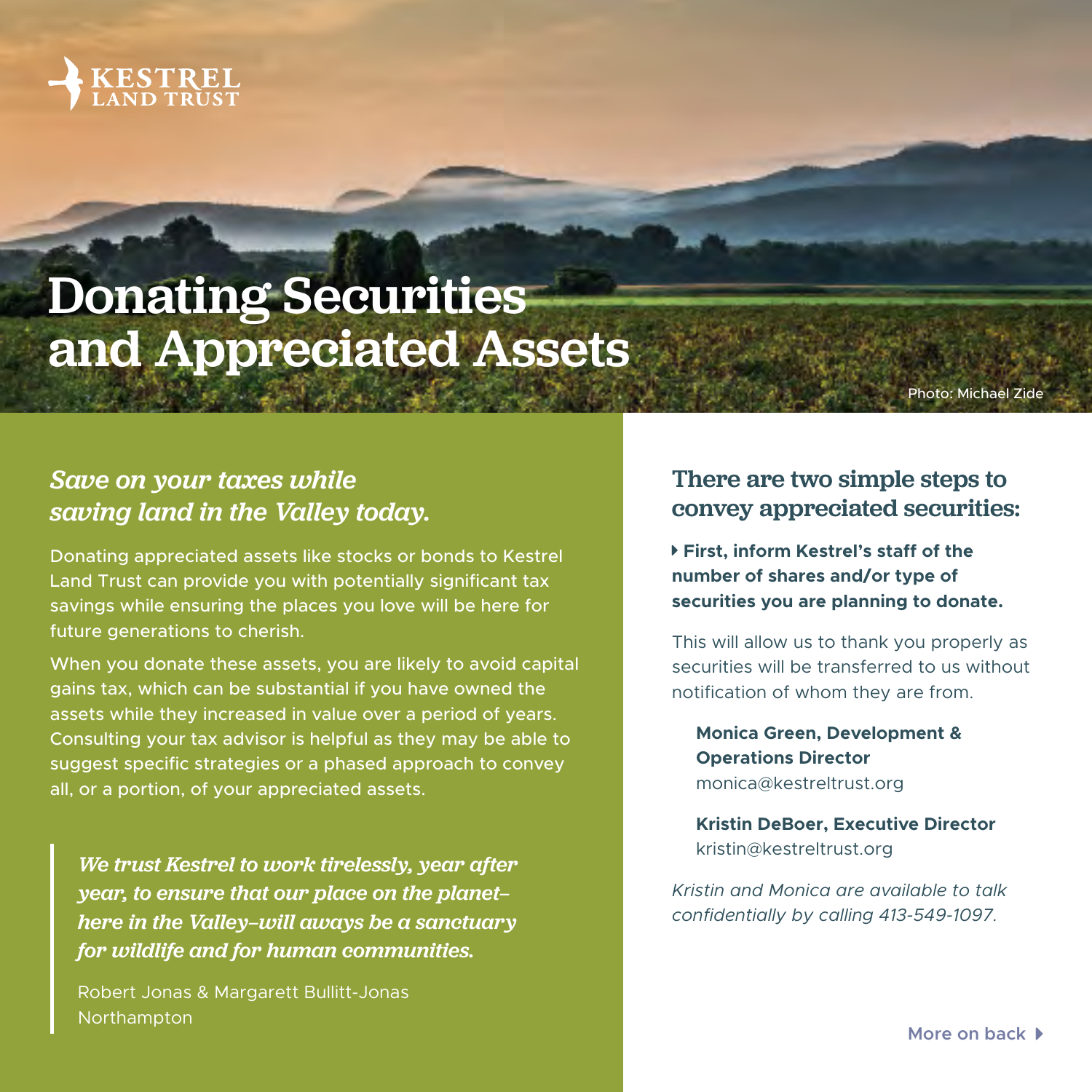KESTREL LAND TRUST

# Donating Securities and Appreciated Assets

Photo: Michael Zide

## *Save on your taxes while saving land in the Valley today.*

Donating appreciated assets like stocks or bonds to Kestrel Land Trust can provide you with potentially significant tax savings while ensuring the places you love will be here for future generations to cherish.

When you donate these assets, you are likely to avoid capital gains tax, which can be substantial if you have owned the assets while they increased in value over a period of years. Consulting your tax advisor is helpful as they may be able to suggest specific strategies or a phased approach to convey all, or a portion, of your appreciated assets.

> ***We trust Kestrel to work tirelessly, year after year, to ensure that our place on the planet–here in the Valley–will aways be a sanctuary for wildlife and for human communities.***
>
> Robert Jonas & Margarett Bullitt-Jonas
> Northampton

## There are two simple steps to convey appreciated securities:

- **First, inform Kestrel's staff of the number of shares and/or type of securities you are planning to donate.**

This will allow us to thank you properly as securities will be transferred to us without notification of whom they are from.

**Monica Green, Development & Operations Director**
monica@kestreltrust.org

**Kristin DeBoer, Executive Director**
kristin@kestreltrust.org

*Kristin and Monica are available to talk confidentially by calling 413-549-1097.*

More on back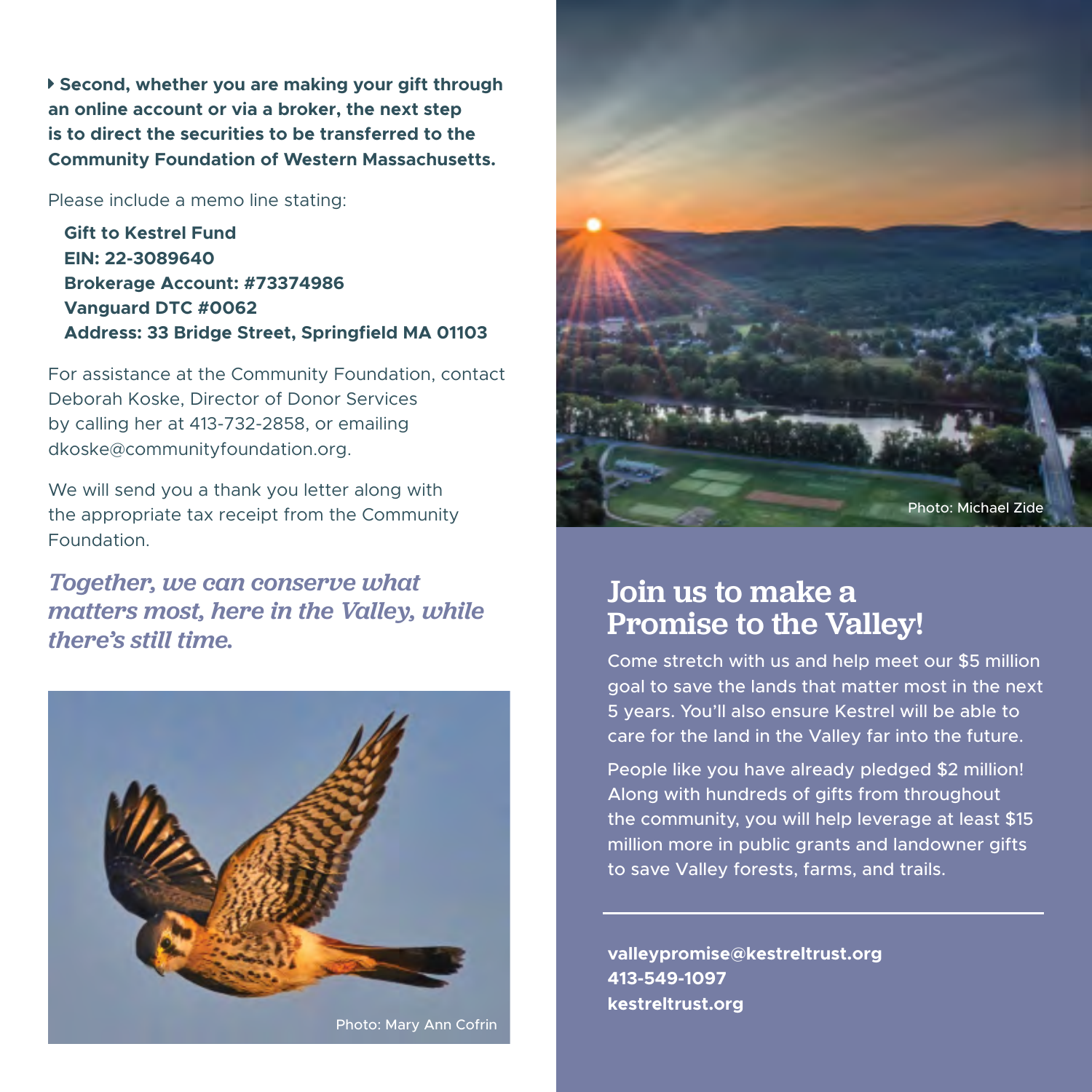**Second, whether you are making your gift through an online account or via a broker, the next step is to direct the securities to be transferred to the Community Foundation of Western Massachusetts.**

Please include a memo line stating:

**Gift to Kestrel Fund**
**EIN: 22-3089640**
**Brokerage Account: #73374986**
**Vanguard DTC #0062**
**Address: 33 Bridge Street, Springfield MA 01103**

For assistance at the Community Foundation, contact Deborah Koske, Director of Donor Services by calling her at 413-732-2858, or emailing dkoske@communityfoundation.org.

We will send you a thank you letter along with the appropriate tax receipt from the Community Foundation.

***Together, we can conserve what matters most, here in the Valley, while there's still time.***

Photo: Mary Ann Cofrin

Photo: Michael Zide

## Join us to make a Promise to the Valley!

Come stretch with us and help meet our $5 million goal to save the lands that matter most in the next 5 years. You'll also ensure Kestrel will be able to care for the land in the Valley far into the future.

People like you have already pledged $2 million! Along with hundreds of gifts from throughout the community, you will help leverage at least $15 million more in public grants and landowner gifts to save Valley forests, farms, and trails.

**valleypromise@kestreltrust.org**
**413-549-1097**
**kestreltrust.org**